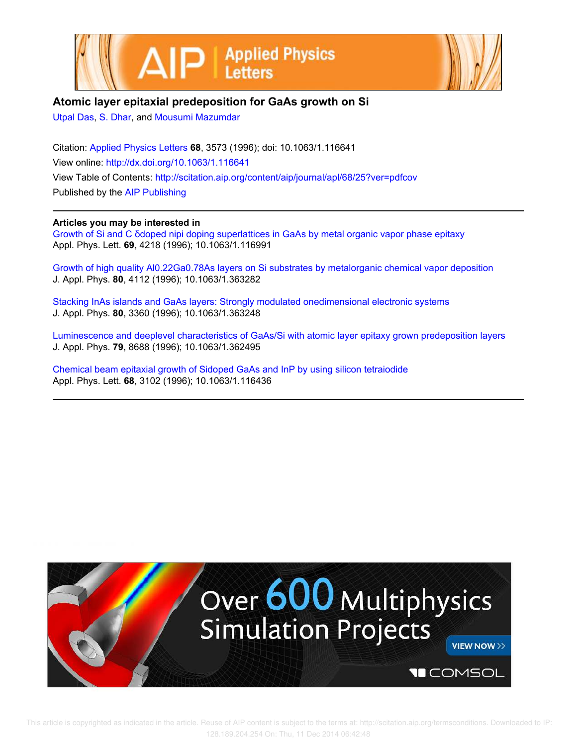# Atomic layer epitaxial predeposition for GaAs growth on Si

Utpal Das, S. Dhar, and Mousumi Mazumdar

Citation: Applied Physics Letters **68**, 3573 (1996); doi: 10.1063/1.116641

View online: http://dx.doi.org/10.1063/1.116641

View Table of Contents: http://scitation.aip.org/content/aip/journal/apl/68/25?ver=pdfcov

Published by the AIP Publishing

## Articles you may be interested in

Growth of Si and C δdoped nipi doping superlattices in GaAs by metal organic vapor phase epitaxy
Appl. Phys. Lett. **69**, 4218 (1996); 10.1063/1.116991

Growth of high quality Al0.22Ga0.78As layers on Si substrates by metalorganic chemical vapor deposition
J. Appl. Phys. **80**, 4112 (1996); 10.1063/1.363282

Stacking InAs islands and GaAs layers: Strongly modulated onedimensional electronic systems
J. Appl. Phys. **80**, 3360 (1996); 10.1063/1.363248

Luminescence and deeplevel characteristics of GaAs/Si with atomic layer epitaxy grown predeposition layers
J. Appl. Phys. **79**, 8688 (1996); 10.1063/1.362495

Chemical beam epitaxial growth of Sidoped GaAs and InP by using silicon tetraiodide
Appl. Phys. Lett. **68**, 3102 (1996); 10.1063/1.116436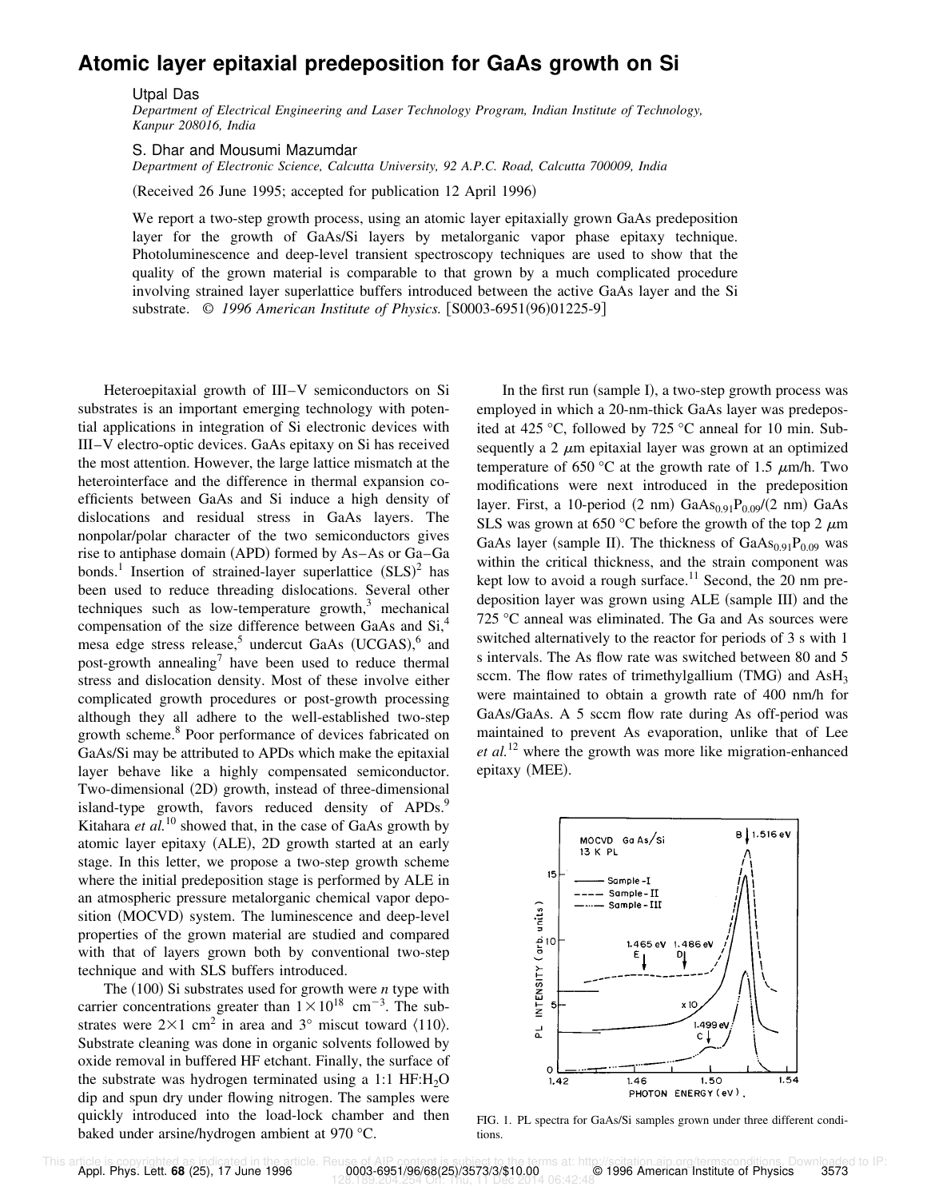# Atomic layer epitaxial predeposition for GaAs growth on Si

Utpal Das

*Department of Electrical Engineering and Laser Technology Program, Indian Institute of Technology, Kanpur 208016, India*

S. Dhar and Mousumi Mazumdar

*Department of Electronic Science, Calcutta University, 92 A.P.C. Road, Calcutta 700009, India*

(Received 26 June 1995; accepted for publication 12 April 1996)

We report a two-step growth process, using an atomic layer epitaxially grown GaAs predeposition layer for the growth of GaAs/Si layers by metalorganic vapor phase epitaxy technique. Photoluminescence and deep-level transient spectroscopy techniques are used to show that the quality of the grown material is comparable to that grown by a much complicated procedure involving strained layer superlattice buffers introduced between the active GaAs layer and the Si substrate. © *1996 American Institute of Physics.* [S0003-6951(96)01225-9]

Heteroepitaxial growth of III–V semiconductors on Si substrates is an important emerging technology with potential applications in integration of Si electronic devices with III–V electro-optic devices. GaAs epitaxy on Si has received the most attention. However, the large lattice mismatch at the heterointerface and the difference in thermal expansion coefficients between GaAs and Si induce a high density of dislocations and residual stress in GaAs layers. The nonpolar/polar character of the two semiconductors gives rise to antiphase domain (APD) formed by As–As or Ga–Ga bonds.[1] Insertion of strained-layer superlattice (SLS)[2] has been used to reduce threading dislocations. Several other techniques such as low-temperature growth,[3] mechanical compensation of the size difference between GaAs and Si,[4] mesa edge stress release,[5] undercut GaAs (UCGAS),[6] and post-growth annealing[7] have been used to reduce thermal stress and dislocation density. Most of these involve either complicated growth procedures or post-growth processing although they all adhere to the well-established two-step growth scheme.[8] Poor performance of devices fabricated on GaAs/Si may be attributed to APDs which make the epitaxial layer behave like a highly compensated semiconductor. Two-dimensional (2D) growth, instead of three-dimensional island-type growth, favors reduced density of APDs.[9] Kitahara *et al.*[10] showed that, in the case of GaAs growth by atomic layer epitaxy (ALE), 2D growth started at an early stage. In this letter, we propose a two-step growth scheme where the initial predeposition stage is performed by ALE in an atmospheric pressure metalorganic chemical vapor deposition (MOCVD) system. The luminescence and deep-level properties of the grown material are studied and compared with that of layers grown both by conventional two-step technique and with SLS buffers introduced.

The (100) Si substrates used for growth were *n* type with carrier concentrations greater than $1\times10^{18}$ cm$^{-3}$. The substrates were $2\times1$ cm$^2$ in area and 3° miscut toward ⟨110⟩. Substrate cleaning was done in organic solvents followed by oxide removal in buffered HF etchant. Finally, the surface of the substrate was hydrogen terminated using a 1:1 HF:$H_2O$ dip and spun dry under flowing nitrogen. The samples were quickly introduced into the load-lock chamber and then baked under arsine/hydrogen ambient at 970 °C.

In the first run (sample I), a two-step growth process was employed in which a 20-nm-thick GaAs layer was predeposited at 425 °C, followed by 725 °C anneal for 10 min. Subsequently a 2 μm epitaxial layer was grown at an optimized temperature of 650 °C at the growth rate of 1.5 μm/h. Two modifications were next introduced in the predeposition layer. First, a 10-period (2 nm) $GaAs_{0.91}P_{0.09}$/(2 nm) GaAs SLS was grown at 650 °C before the growth of the top 2 μm GaAs layer (sample II). The thickness of $GaAs_{0.91}P_{0.09}$ was within the critical thickness, and the strain component was kept low to avoid a rough surface.[11] Second, the 20 nm predeposition layer was grown using ALE (sample III) and the 725 °C anneal was eliminated. The Ga and As sources were switched alternatively to the reactor for periods of 3 s with 1 s intervals. The As flow rate was switched between 80 and 5 sccm. The flow rates of trimethylgallium (TMG) and $AsH_3$ were maintained to obtain a growth rate of 400 nm/h for GaAs/GaAs. A 5 sccm flow rate during As off-period was maintained to prevent As evaporation, unlike that of Lee *et al.*[12] where the growth was more like migration-enhanced epitaxy (MEE).

MOCVD GaAs/Si
13 K PL
Sample-I
Sample-II
Sample-III
B 1.516 eV
1.465 eV E
1.486 eV D
1.499 eV C
x10
PL INTENSITY (arb. units)
PHOTON ENERGY (eV)
0
5
10
15
1.42
1.46
1.50
1.54

FIG. 1. PL spectra for GaAs/Si samples grown under three different conditions.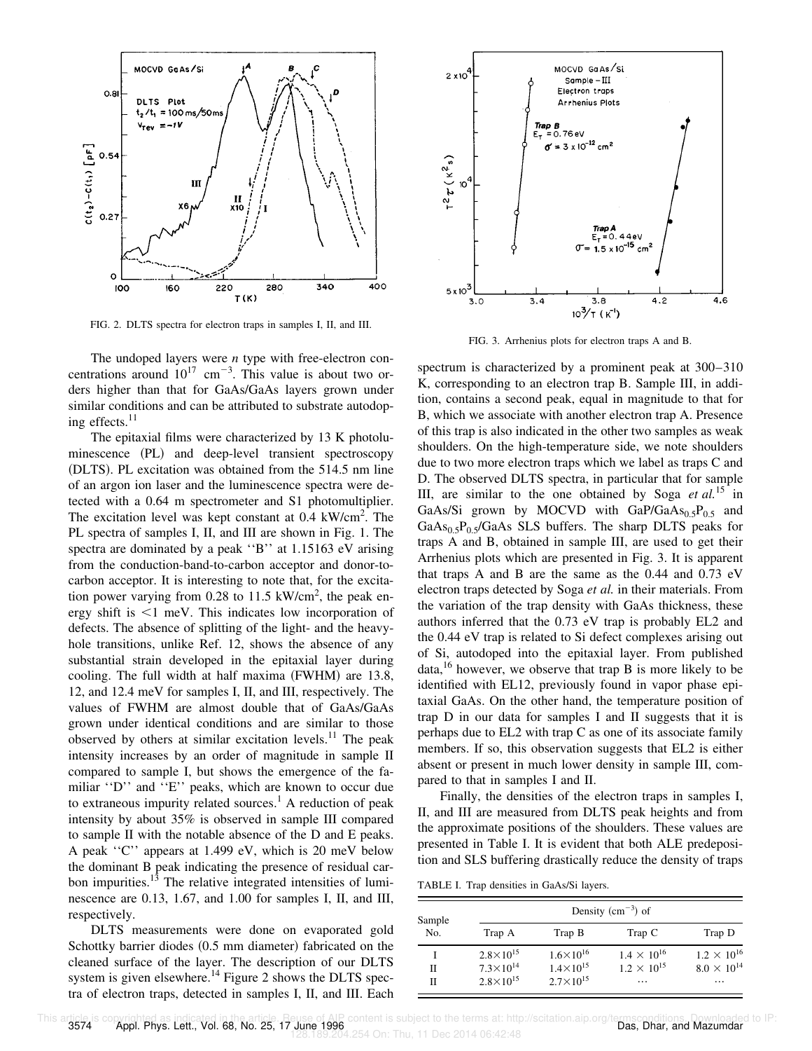MOCVD GaAs/Si

DLTS Plot

$t_2/t_1$ = 100 ms/50 ms

$V_{rev}$ = −1V

$C(t_2)-C(t_1)$ [pF]

0.81

0.54

0.27

0

100 160 220 280 340 400

T (K)

A B C D

III X6

II X10

I

FIG. 2. DLTS spectra for electron traps in samples I, II, and III.

MOCVD GaAs/Si

Sample – III

Electron traps

Arrhenius Plots

Trap B

$E_T$ = 0.76 eV

$\sigma$ = 3 x $10^{-12}$ $cm^2$

Trap A

$E_T$ = 0.44 eV

$\sigma$ = 1.5 x $10^{-15}$ $cm^2$

$T^2\tau$ ($K^2s$)

2 x $10^4$

$10^4$

5 x $10^3$

3.0 3.4 3.8 4.2 4.6

$10^3/T$ ($K^{-1}$)

FIG. 3. Arrhenius plots for electron traps A and B.

The undoped layers were *n* type with free-electron concentrations around $10^{17}$ $cm^{-3}$. This value is about two orders higher than that for GaAs/GaAs layers grown under similar conditions and can be attributed to substrate autodoping effects.[11]

The epitaxial films were characterized by 13 K photoluminescence (PL) and deep-level transient spectroscopy (DLTS). PL excitation was obtained from the 514.5 nm line of an argon ion laser and the luminescence spectra were detected with a 0.64 m spectrometer and S1 photomultiplier. The excitation level was kept constant at 0.4 $kW/cm^2$. The PL spectra of samples I, II, and III are shown in Fig. 1. The spectra are dominated by a peak ''B'' at 1.15163 eV arising from the conduction-band-to-carbon acceptor and donor-to-carbon acceptor. It is interesting to note that, for the excitation power varying from 0.28 to 11.5 $kW/cm^2$, the peak energy shift is <1 meV. This indicates low incorporation of defects. The absence of splitting of the light- and the heavy-hole transitions, unlike Ref. 12, shows the absence of any substantial strain developed in the epitaxial layer during cooling. The full width at half maxima (FWHM) are 13.8, 12, and 12.4 meV for samples I, II, and III, respectively. The values of FWHM are almost double that of GaAs/GaAs grown under identical conditions and are similar to those observed by others at similar excitation levels.[11] The peak intensity increases by an order of magnitude in sample II compared to sample I, but shows the emergence of the familiar ''D'' and ''E'' peaks, which are known to occur due to extraneous impurity related sources.[1] A reduction of peak intensity by about 35% is observed in sample III compared to sample II with the notable absence of the D and E peaks. A peak ''C'' appears at 1.499 eV, which is 20 meV below the dominant B peak indicating the presence of residual carbon impurities.[13] The relative integrated intensities of luminescence are 0.13, 1.67, and 1.00 for samples I, II, and III, respectively.

DLTS measurements were done on evaporated gold Schottky barrier diodes (0.5 mm diameter) fabricated on the cleaned surface of the layer. The description of our DLTS system is given elsewhere.[14] Figure 2 shows the DLTS spectra of electron traps, detected in samples I, II, and III. Each spectrum is characterized by a prominent peak at 300–310 K, corresponding to an electron trap B. Sample III, in addition, contains a second peak, equal in magnitude to that for B, which we associate with another electron trap A. Presence of this trap is also indicated in the other two samples as weak shoulders. On the high-temperature side, we note shoulders due to two more electron traps which we label as traps C and D. The observed DLTS spectra, in particular that for sample III, are similar to the one obtained by Soga *et al.*[15] in GaAs/Si grown by MOCVD with GaP/$GaAs_{0.5}P_{0.5}$ and $GaAs_{0.5}P_{0.5}$/GaAs SLS buffers. The sharp DLTS peaks for traps A and B, obtained in sample III, are used to get their Arrhenius plots which are presented in Fig. 3. It is apparent that traps A and B are the same as the 0.44 and 0.73 eV electron traps detected by Soga *et al.* in their materials. From the variation of the trap density with GaAs thickness, these authors inferred that the 0.73 eV trap is probably EL2 and the 0.44 eV trap is related to Si defect complexes arising out of Si, autodoped into the epitaxial layer. From published data,[16] however, we observe that trap B is more likely to be identified with EL12, previously found in vapor phase epitaxial GaAs. On the other hand, the temperature position of trap D in our data for samples I and II suggests that it is perhaps due to EL2 with trap C as one of its associate family members. If so, this observation suggests that EL2 is either absent or present in much lower density in sample III, compared to that in samples I and II.

Finally, the densities of the electron traps in samples I, II, and III are measured from DLTS peak heights and from the approximate positions of the shoulders. These values are presented in Table I. It is evident that both ALE predeposition and SLS buffering drastically reduce the density of traps

TABLE I. Trap densities in GaAs/Si layers.

| Sample No. | Density ($cm^{-3}$) of | | | |
|---|---|---|---|---|
| | Trap A | Trap B | Trap C | Trap D |
| I | $2.8\times10^{15}$ | $1.6\times10^{16}$ | $1.4\times10^{16}$ | $1.2\times10^{16}$ |
| II | $7.3\times10^{14}$ | $1.4\times10^{15}$ | $1.2\times10^{15}$ | $8.0\times10^{14}$ |
| II | $2.8\times10^{15}$ | $2.7\times10^{15}$ | ... | ... |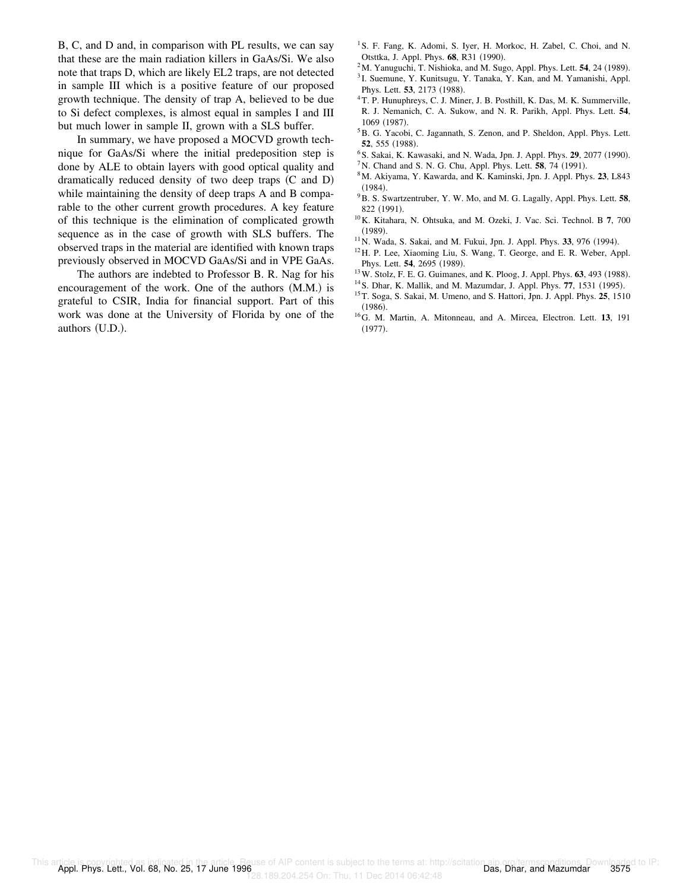B, C, and D and, in comparison with PL results, we can say that these are the main radiation killers in GaAs/Si. We also note that traps D, which are likely EL2 traps, are not detected in sample III which is a positive feature of our proposed growth technique. The density of trap A, believed to be due to Si defect complexes, is almost equal in samples I and III but much lower in sample II, grown with a SLS buffer.

In summary, we have proposed a MOCVD growth technique for GaAs/Si where the initial predeposition step is done by ALE to obtain layers with good optical quality and dramatically reduced density of two deep traps (C and D) while maintaining the density of deep traps A and B comparable to the other current growth procedures. A key feature of this technique is the elimination of complicated growth sequence as in the case of growth with SLS buffers. The observed traps in the material are identified with known traps previously observed in MOCVD GaAs/Si and in VPE GaAs.

The authors are indebted to Professor B. R. Nag for his encouragement of the work. One of the authors (M.M.) is grateful to CSIR, India for financial support. Part of this work was done at the University of Florida by one of the authors (U.D.).

[1] S. F. Fang, K. Adomi, S. Iyer, H. Morkoc, H. Zabel, C. Choi, and N. Otsttka, J. Appl. Phys. **68**, R31 (1990).
[2] M. Yanuguchi, T. Nishioka, and M. Sugo, Appl. Phys. Lett. **54**, 24 (1989).
[3] I. Suemune, Y. Kunitsugu, Y. Tanaka, Y. Kan, and M. Yamanishi, Appl. Phys. Lett. **53**, 2173 (1988).
[4] T. P. Hunuphreys, C. J. Miner, J. B. Posthill, K. Das, M. K. Summerville, R. J. Nemanich, C. A. Sukow, and N. R. Parikh, Appl. Phys. Lett. **54**, 1069 (1987).
[5] B. G. Yacobi, C. Jagannath, S. Zenon, and P. Sheldon, Appl. Phys. Lett. **52**, 555 (1988).
[6] S. Sakai, K. Kawasaki, and N. Wada, Jpn. J. Appl. Phys. **29**, 2077 (1990).
[7] N. Chand and S. N. G. Chu, Appl. Phys. Lett. **58**, 74 (1991).
[8] M. Akiyama, Y. Kawarda, and K. Kaminski, Jpn. J. Appl. Phys. **23**, L843 (1984).
[9] B. S. Swartzentruber, Y. W. Mo, and M. G. Lagally, Appl. Phys. Lett. **58**, 822 (1991).
[10] K. Kitahara, N. Ohtsuka, and M. Ozeki, J. Vac. Sci. Technol. B **7**, 700 (1989).
[11] N. Wada, S. Sakai, and M. Fukui, Jpn. J. Appl. Phys. **33**, 976 (1994).
[12] H. P. Lee, Xiaoming Liu, S. Wang, T. George, and E. R. Weber, Appl. Phys. Lett. **54**, 2695 (1989).
[13] W. Stolz, F. E. G. Guimanes, and K. Ploog, J. Appl. Phys. **63**, 493 (1988).
[14] S. Dhar, K. Mallik, and M. Mazumdar, J. Appl. Phys. **77**, 1531 (1995).
[15] T. Soga, S. Sakai, M. Umeno, and S. Hattori, Jpn. J. Appl. Phys. **25**, 1510 (1986).
[16] G. M. Martin, A. Mitonneau, and A. Mircea, Electron. Lett. **13**, 191 (1977).